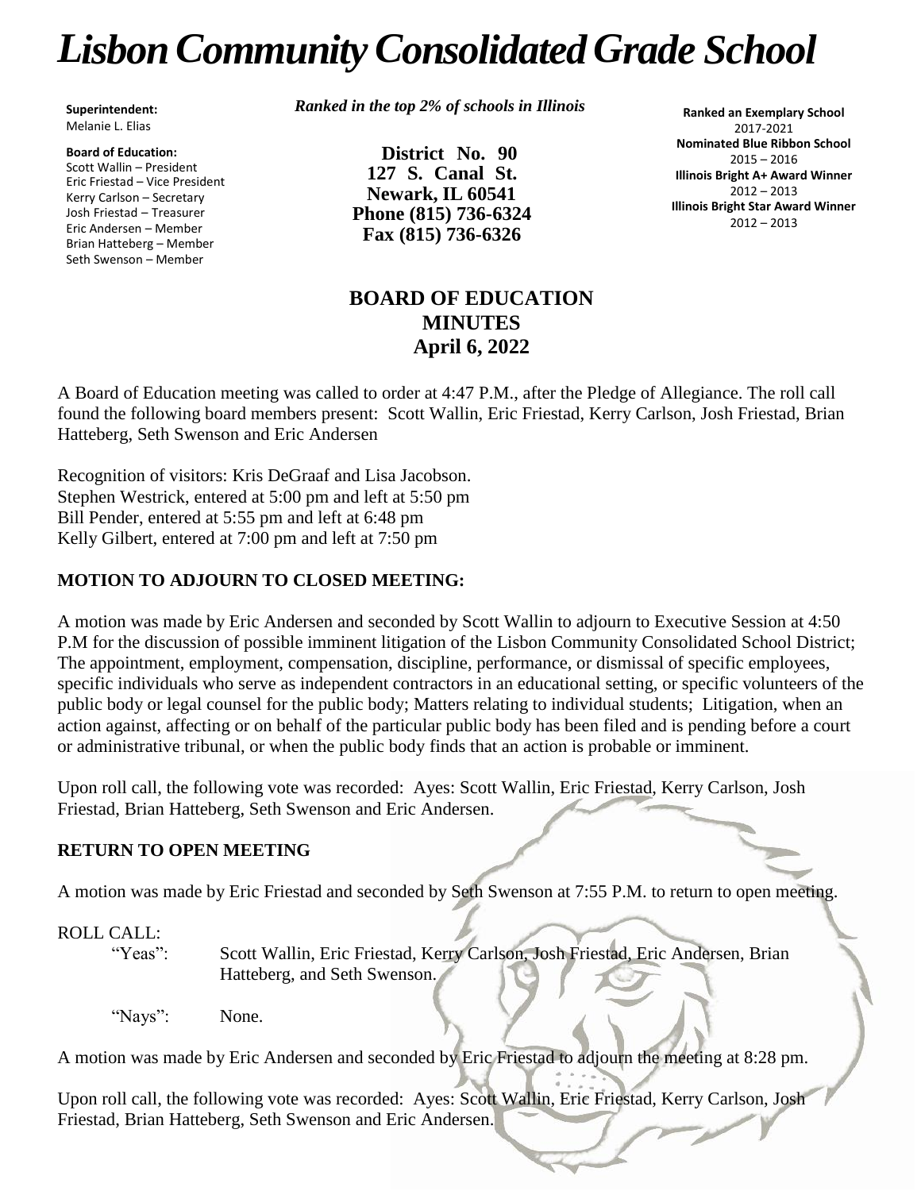# *Lisbon Community Consolidated Grade School*

**Superintendent:**
Melanie L. Elias

**Board of Education:**
Scott Wallin – President
Eric Friestad – Vice President
Kerry Carlson – Secretary
Josh Friestad – Treasurer
Eric Andersen – Member
Brian Hatteberg – Member
Seth Swenson – Member

***Ranked in the top 2% of schools in Illinois***

**District No. 90**
**127 S. Canal St.**
**Newark, IL 60541**
**Phone (815) 736-6324**
**Fax (815) 736-6326**

**Ranked an Exemplary School**
2017-2021
**Nominated Blue Ribbon School**
2015 – 2016
**Illinois Bright A+ Award Winner**
2012 – 2013
**Illinois Bright Star Award Winner**
2012 – 2013

## BOARD OF EDUCATION
## MINUTES
## April 6, 2022

A Board of Education meeting was called to order at 4:47 P.M., after the Pledge of Allegiance. The roll call found the following board members present: Scott Wallin, Eric Friestad, Kerry Carlson, Josh Friestad, Brian Hatteberg, Seth Swenson and Eric Andersen

Recognition of visitors: Kris DeGraaf and Lisa Jacobson.
Stephen Westrick, entered at 5:00 pm and left at 5:50 pm
Bill Pender, entered at 5:55 pm and left at 6:48 pm
Kelly Gilbert, entered at 7:00 pm and left at 7:50 pm

### MOTION TO ADJOURN TO CLOSED MEETING:

A motion was made by Eric Andersen and seconded by Scott Wallin to adjourn to Executive Session at 4:50 P.M for the discussion of possible imminent litigation of the Lisbon Community Consolidated School District; The appointment, employment, compensation, discipline, performance, or dismissal of specific employees, specific individuals who serve as independent contractors in an educational setting, or specific volunteers of the public body or legal counsel for the public body; Matters relating to individual students; Litigation, when an action against, affecting or on behalf of the particular public body has been filed and is pending before a court or administrative tribunal, or when the public body finds that an action is probable or imminent.

Upon roll call, the following vote was recorded: Ayes: Scott Wallin, Eric Friestad, Kerry Carlson, Josh Friestad, Brian Hatteberg, Seth Swenson and Eric Andersen.

### RETURN TO OPEN MEETING

A motion was made by Eric Friestad and seconded by Seth Swenson at 7:55 P.M. to return to open meeting.

ROLL CALL:

"Yeas": Scott Wallin, Eric Friestad, Kerry Carlson, Josh Friestad, Eric Andersen, Brian Hatteberg, and Seth Swenson.

"Nays": None.

A motion was made by Eric Andersen and seconded by Eric Friestad to adjourn the meeting at 8:28 pm.

Upon roll call, the following vote was recorded: Ayes: Scott Wallin, Eric Friestad, Kerry Carlson, Josh Friestad, Brian Hatteberg, Seth Swenson and Eric Andersen.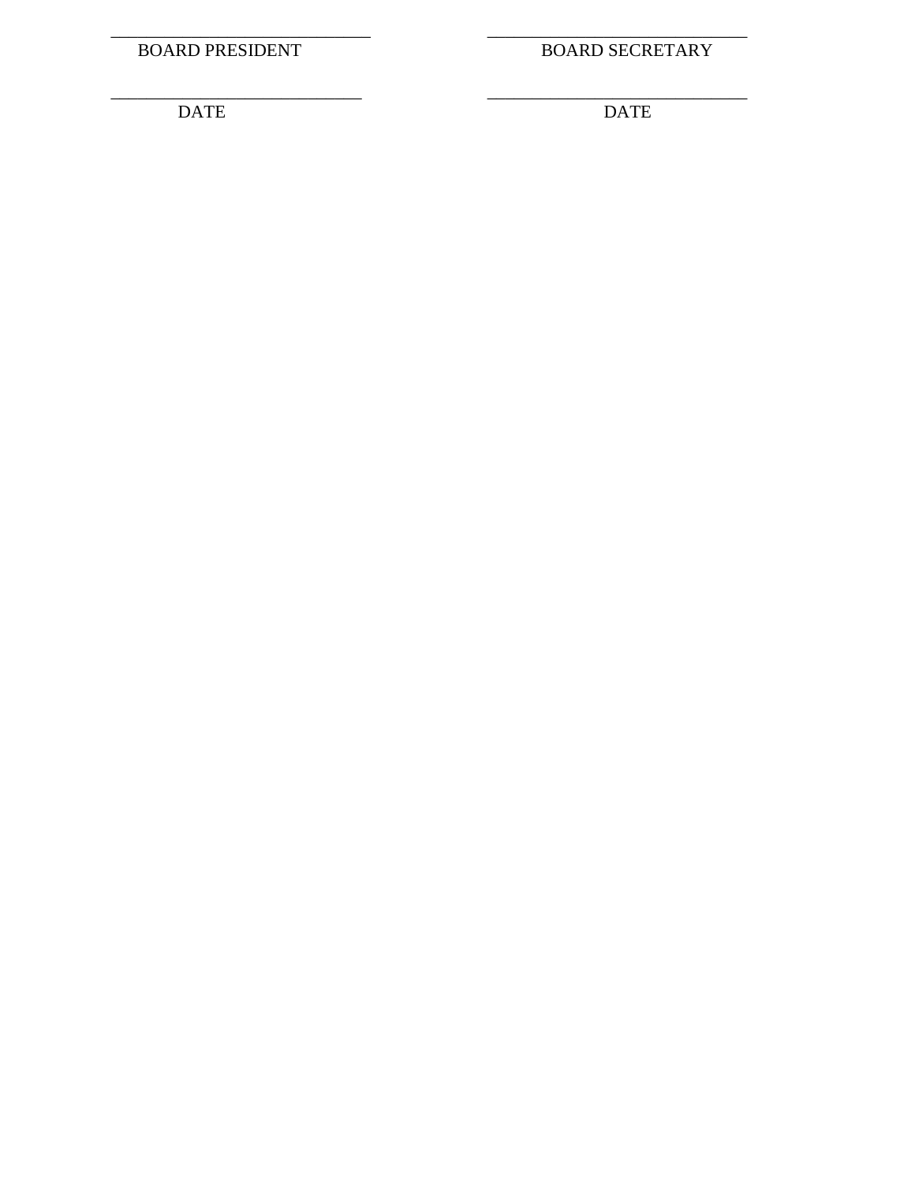| | |
|---|---|
| _____________________________ | _____________________________ |
| BOARD PRESIDENT | BOARD SECRETARY |
| _____________________________ | _____________________________ |
| DATE | DATE |